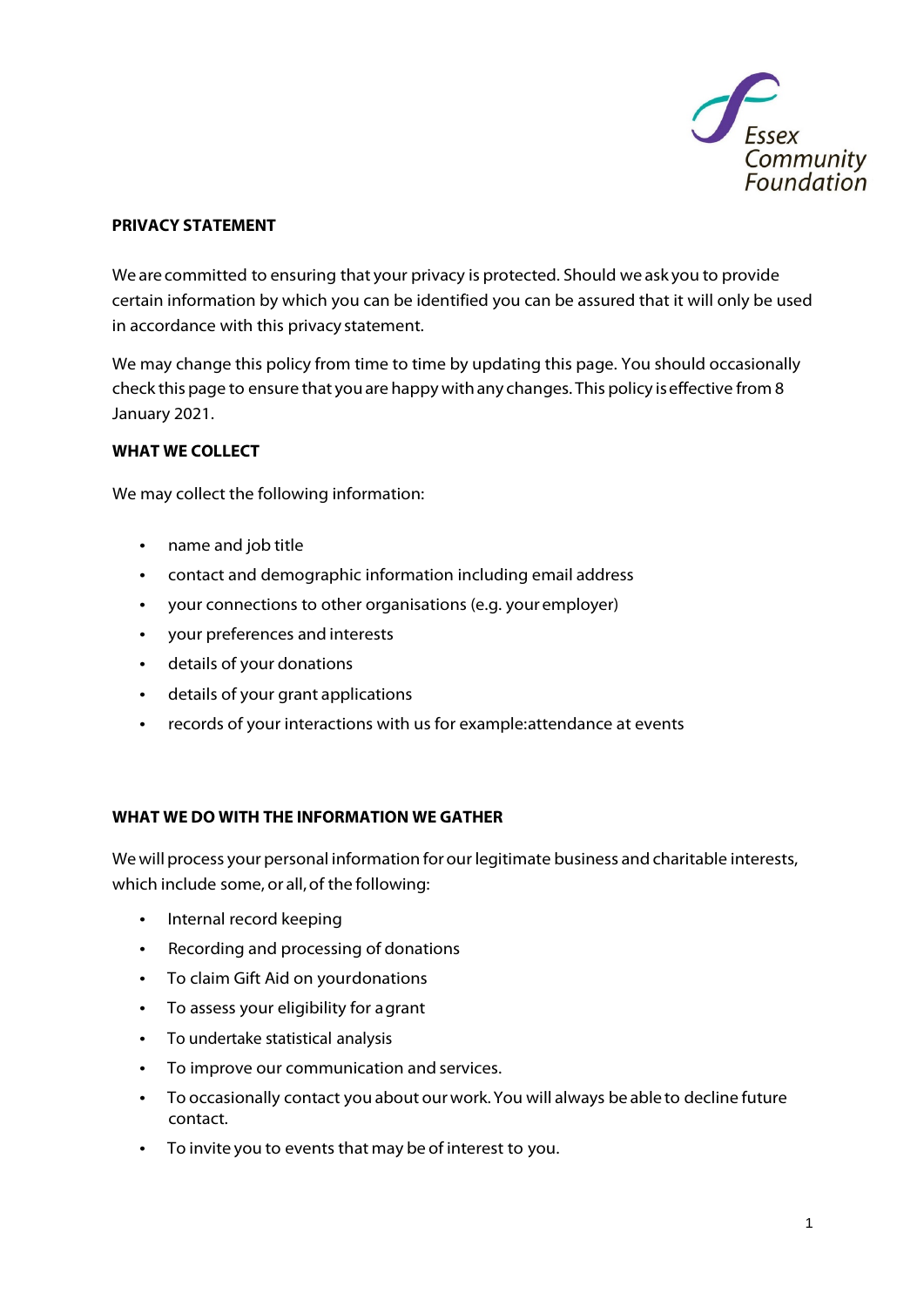Essex Community Foundation

**PRIVACY STATEMENT**

We are committed to ensuring that your privacy is protected. Should we ask you to provide certain information by which you can be identified you can be assured that it will only be used in accordance with this privacy statement.

We may change this policy from time to time by updating this page. You should occasionally check this page to ensure that you are happy with any changes. This policy is effective from 8 January 2021.

**WHAT WE COLLECT**

We may collect the following information:

- name and job title
- contact and demographic information including email address
- your connections to other organisations (e.g. your employer)
- your preferences and interests
- details of your donations
- details of your grant applications
- records of your interactions with us for example:attendance at events

**WHAT WE DO WITH THE INFORMATION WE GATHER**

We will process your personal information for our legitimate business and charitable interests, which include some, or all, of the following:

- Internal record keeping
- Recording and processing of donations
- To claim Gift Aid on yourdonations
- To assess your eligibility for agrant
- To undertake statistical analysis
- To improve our communication and services.
- To occasionally contact you about our work. You will always be able to decline future contact.
- To invite you to events that may be of interest to you.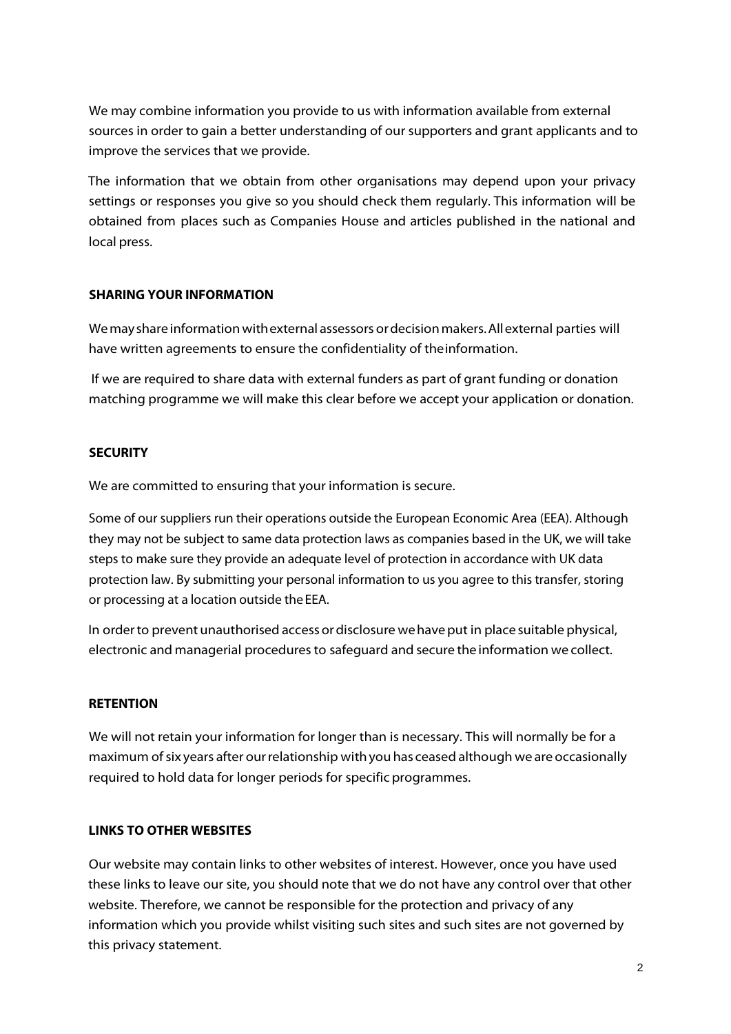We may combine information you provide to us with information available from external sources in order to gain a better understanding of our supporters and grant applicants and to improve the services that we provide.

The information that we obtain from other organisations may depend upon your privacy settings or responses you give so you should check them regularly. This information will be obtained from places such as Companies House and articles published in the national and local press.

**SHARING YOUR INFORMATION**

We may share information with external assessors or decision makers. All external parties will have written agreements to ensure the confidentiality of the information.

If we are required to share data with external funders as part of grant funding or donation matching programme we will make this clear before we accept your application or donation.

**SECURITY**

We are committed to ensuring that your information is secure.

Some of our suppliers run their operations outside the European Economic Area (EEA). Although they may not be subject to same data protection laws as companies based in the UK, we will take steps to make sure they provide an adequate level of protection in accordance with UK data protection law. By submitting your personal information to us you agree to this transfer, storing or processing at a location outside the EEA.

In order to prevent unauthorised access or disclosure we have put in place suitable physical, electronic and managerial procedures to safeguard and secure the information we collect.

**RETENTION**

We will not retain your information for longer than is necessary. This will normally be for a maximum of six years after our relationship with you has ceased although we are occasionally required to hold data for longer periods for specific programmes.

**LINKS TO OTHER WEBSITES**

Our website may contain links to other websites of interest. However, once you have used these links to leave our site, you should note that we do not have any control over that other website. Therefore, we cannot be responsible for the protection and privacy of any information which you provide whilst visiting such sites and such sites are not governed by this privacy statement.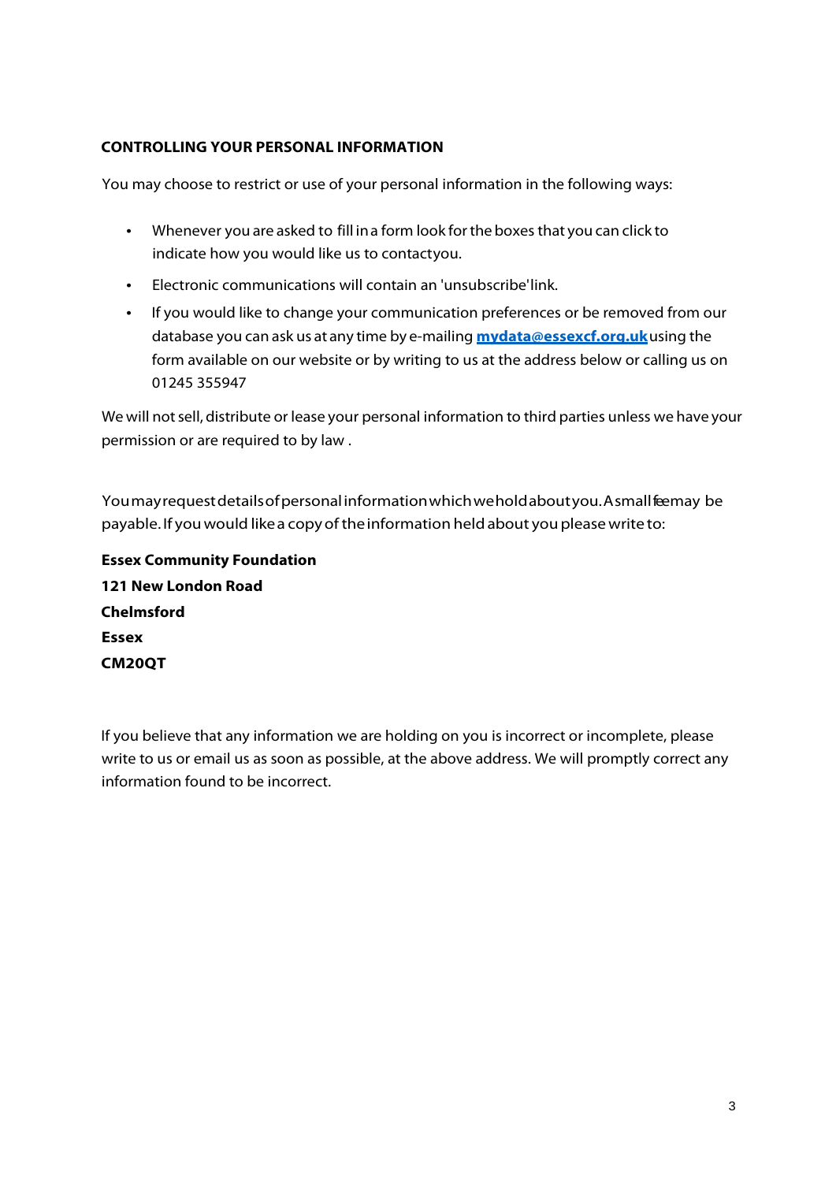**CONTROLLING YOUR PERSONAL INFORMATION**

You may choose to restrict or use of your personal information in the following ways:

- Whenever you are asked to fill in a form look for the boxes that you can click to indicate how you would like us to contact you.
- Electronic communications will contain an 'unsubscribe' link.
- If you would like to change your communication preferences or be removed from our database you can ask us at any time by e-mailing **mydata@essexcf.org.uk** using the form available on our website or by writing to us at the address below or calling us on 01245 355947

We will not sell, distribute or lease your personal information to third parties unless we have your permission or are required to by law .

You may request details of personal information which we hold about you. A small fee may be payable. If you would like a copy of the information held about you please write to:

**Essex Community Foundation**
**121 New London Road**
**Chelmsford**
**Essex**
**CM20QT**

If you believe that any information we are holding on you is incorrect or incomplete, please write to us or email us as soon as possible, at the above address. We will promptly correct any information found to be incorrect.